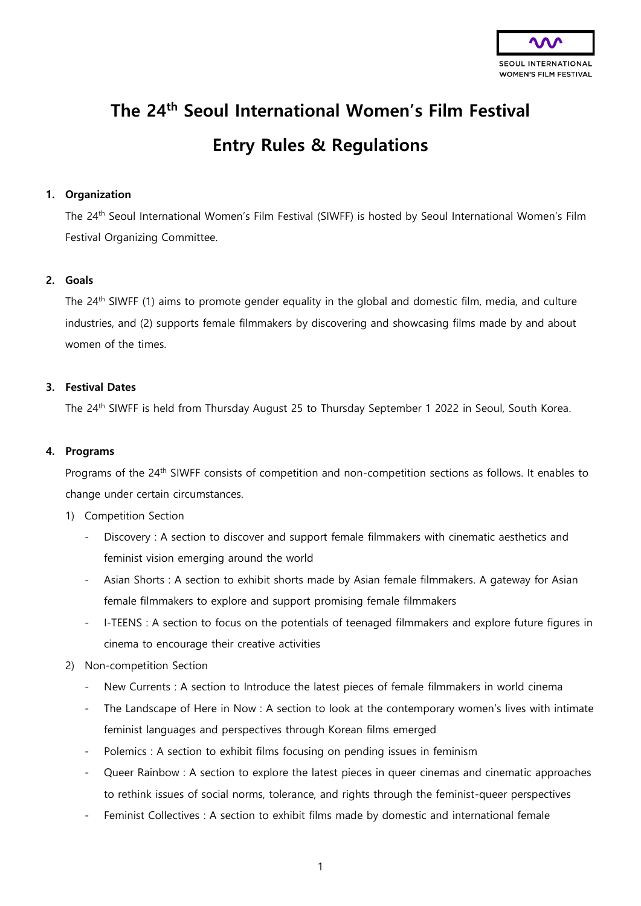# The 24th Seoul International Women's Film Festival

# Entry Rules & Regulations

**1. Organization**

The 24th Seoul International Women's Film Festival (SIWFF) is hosted by Seoul International Women's Film Festival Organizing Committee.

**2. Goals**

The 24th SIWFF (1) aims to promote gender equality in the global and domestic film, media, and culture industries, and (2) supports female filmmakers by discovering and showcasing films made by and about women of the times.

**3. Festival Dates**

The 24th SIWFF is held from Thursday August 25 to Thursday September 1 2022 in Seoul, South Korea.

**4. Programs**

Programs of the 24th SIWFF consists of competition and non-competition sections as follows. It enables to change under certain circumstances.

1) Competition Section
   - Discovery : A section to discover and support female filmmakers with cinematic aesthetics and feminist vision emerging around the world
   - Asian Shorts : A section to exhibit shorts made by Asian female filmmakers. A gateway for Asian female filmmakers to explore and support promising female filmmakers
   - I-TEENS : A section to focus on the potentials of teenaged filmmakers and explore future figures in cinema to encourage their creative activities
2) Non-competition Section
   - New Currents : A section to Introduce the latest pieces of female filmmakers in world cinema
   - The Landscape of Here in Now : A section to look at the contemporary women's lives with intimate feminist languages and perspectives through Korean films emerged
   - Polemics : A section to exhibit films focusing on pending issues in feminism
   - Queer Rainbow : A section to explore the latest pieces in queer cinemas and cinematic approaches to rethink issues of social norms, tolerance, and rights through the feminist-queer perspectives
   - Feminist Collectives : A section to exhibit films made by domestic and international female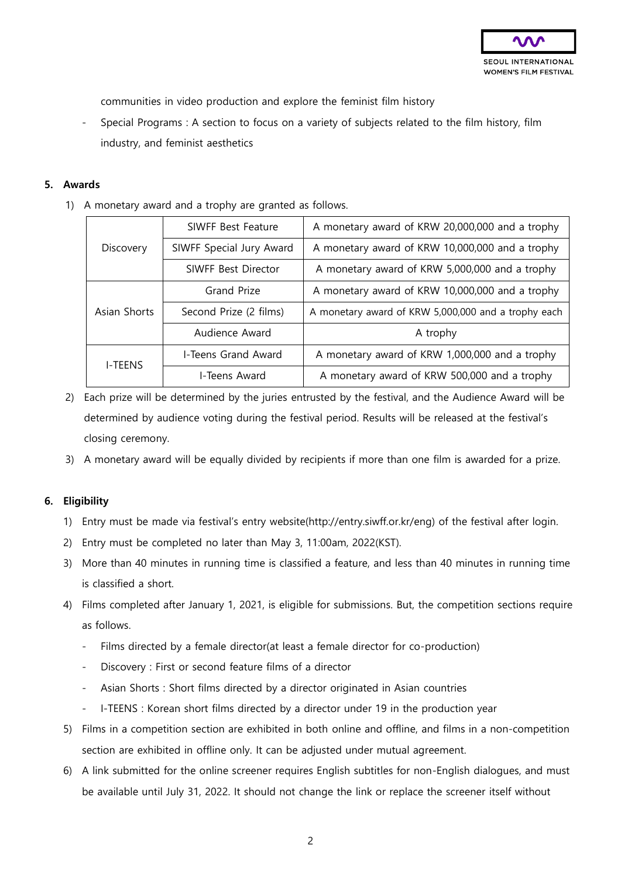communities in video production and explore the feminist film history

- Special Programs : A section to focus on a variety of subjects related to the film history, film industry, and feminist aesthetics

**5. Awards**

1) A monetary award and a trophy are granted as follows.

| | | |
|---|---|---|
| Discovery | SIWFF Best Feature | A monetary award of KRW 20,000,000 and a trophy |
| | SIWFF Special Jury Award | A monetary award of KRW 10,000,000 and a trophy |
| | SIWFF Best Director | A monetary award of KRW 5,000,000 and a trophy |
| Asian Shorts | Grand Prize | A monetary award of KRW 10,000,000 and a trophy |
| | Second Prize (2 films) | A monetary award of KRW 5,000,000 and a trophy each |
| | Audience Award | A trophy |
| I-TEENS | I-Teens Grand Award | A monetary award of KRW 1,000,000 and a trophy |
| | I-Teens Award | A monetary award of KRW 500,000 and a trophy |

2) Each prize will be determined by the juries entrusted by the festival, and the Audience Award will be determined by audience voting during the festival period. Results will be released at the festival's closing ceremony.

3) A monetary award will be equally divided by recipients if more than one film is awarded for a prize.

**6. Eligibility**

1) Entry must be made via festival's entry website(http://entry.siwff.or.kr/eng) of the festival after login.

2) Entry must be completed no later than May 3, 11:00am, 2022(KST).

3) More than 40 minutes in running time is classified a feature, and less than 40 minutes in running time is classified a short.

4) Films completed after January 1, 2021, is eligible for submissions. But, the competition sections require as follows.
   - Films directed by a female director(at least a female director for co-production)
   - Discovery : First or second feature films of a director
   - Asian Shorts : Short films directed by a director originated in Asian countries
   - I-TEENS : Korean short films directed by a director under 19 in the production year

5) Films in a competition section are exhibited in both online and offline, and films in a non-competition section are exhibited in offline only. It can be adjusted under mutual agreement.

6) A link submitted for the online screener requires English subtitles for non-English dialogues, and must be available until July 31, 2022. It should not change the link or replace the screener itself without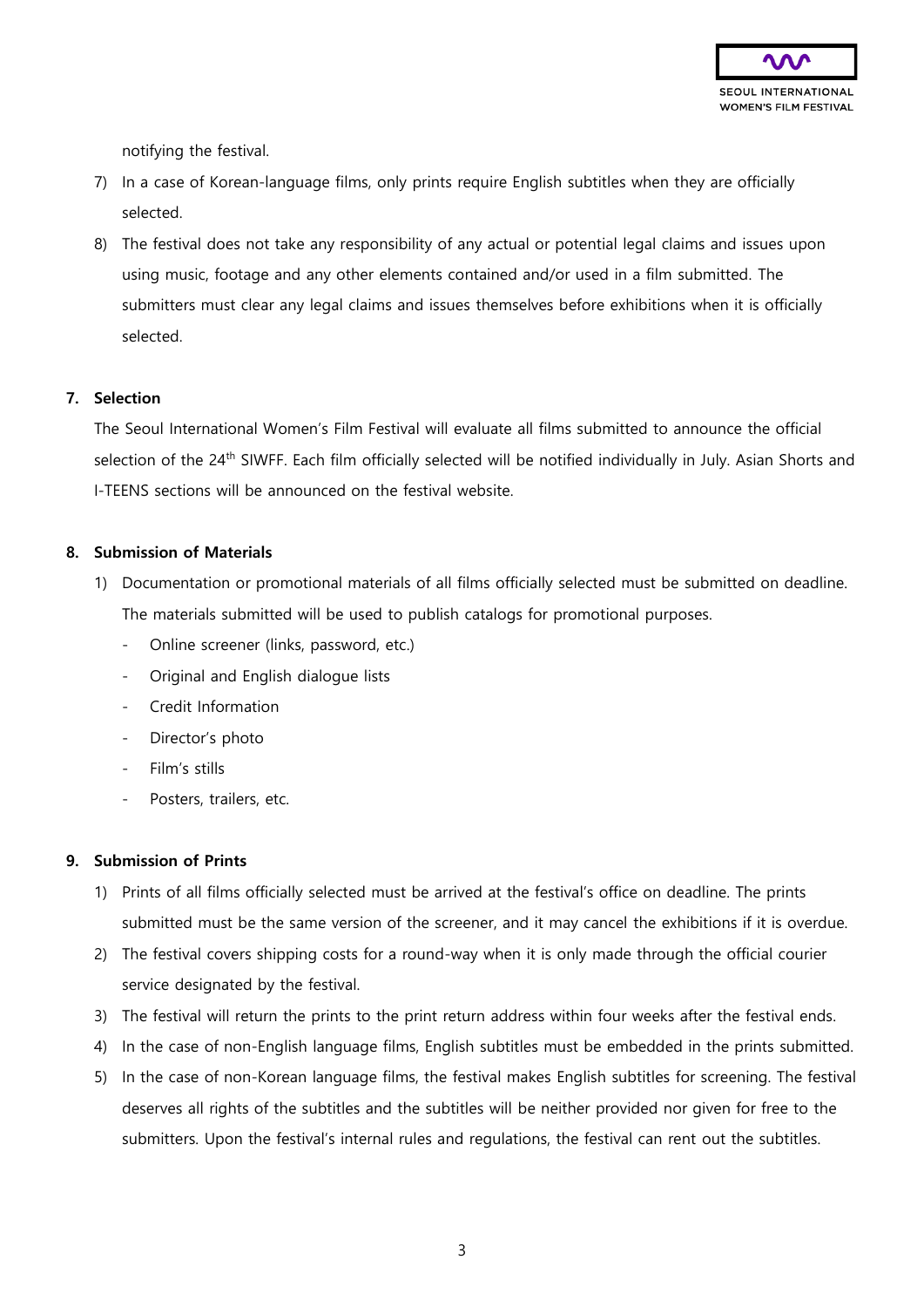notifying the festival.

7) In a case of Korean-language films, only prints require English subtitles when they are officially selected.
8) The festival does not take any responsibility of any actual or potential legal claims and issues upon using music, footage and any other elements contained and/or used in a film submitted. The submitters must clear any legal claims and issues themselves before exhibitions when it is officially selected.

**7. Selection**

The Seoul International Women's Film Festival will evaluate all films submitted to announce the official selection of the 24th SIWFF. Each film officially selected will be notified individually in July. Asian Shorts and I-TEENS sections will be announced on the festival website.

**8. Submission of Materials**

1) Documentation or promotional materials of all films officially selected must be submitted on deadline. The materials submitted will be used to publish catalogs for promotional purposes.
   - Online screener (links, password, etc.)
   - Original and English dialogue lists
   - Credit Information
   - Director's photo
   - Film's stills
   - Posters, trailers, etc.

**9. Submission of Prints**

1) Prints of all films officially selected must be arrived at the festival's office on deadline. The prints submitted must be the same version of the screener, and it may cancel the exhibitions if it is overdue.
2) The festival covers shipping costs for a round-way when it is only made through the official courier service designated by the festival.
3) The festival will return the prints to the print return address within four weeks after the festival ends.
4) In the case of non-English language films, English subtitles must be embedded in the prints submitted.
5) In the case of non-Korean language films, the festival makes English subtitles for screening. The festival deserves all rights of the subtitles and the subtitles will be neither provided nor given for free to the submitters. Upon the festival's internal rules and regulations, the festival can rent out the subtitles.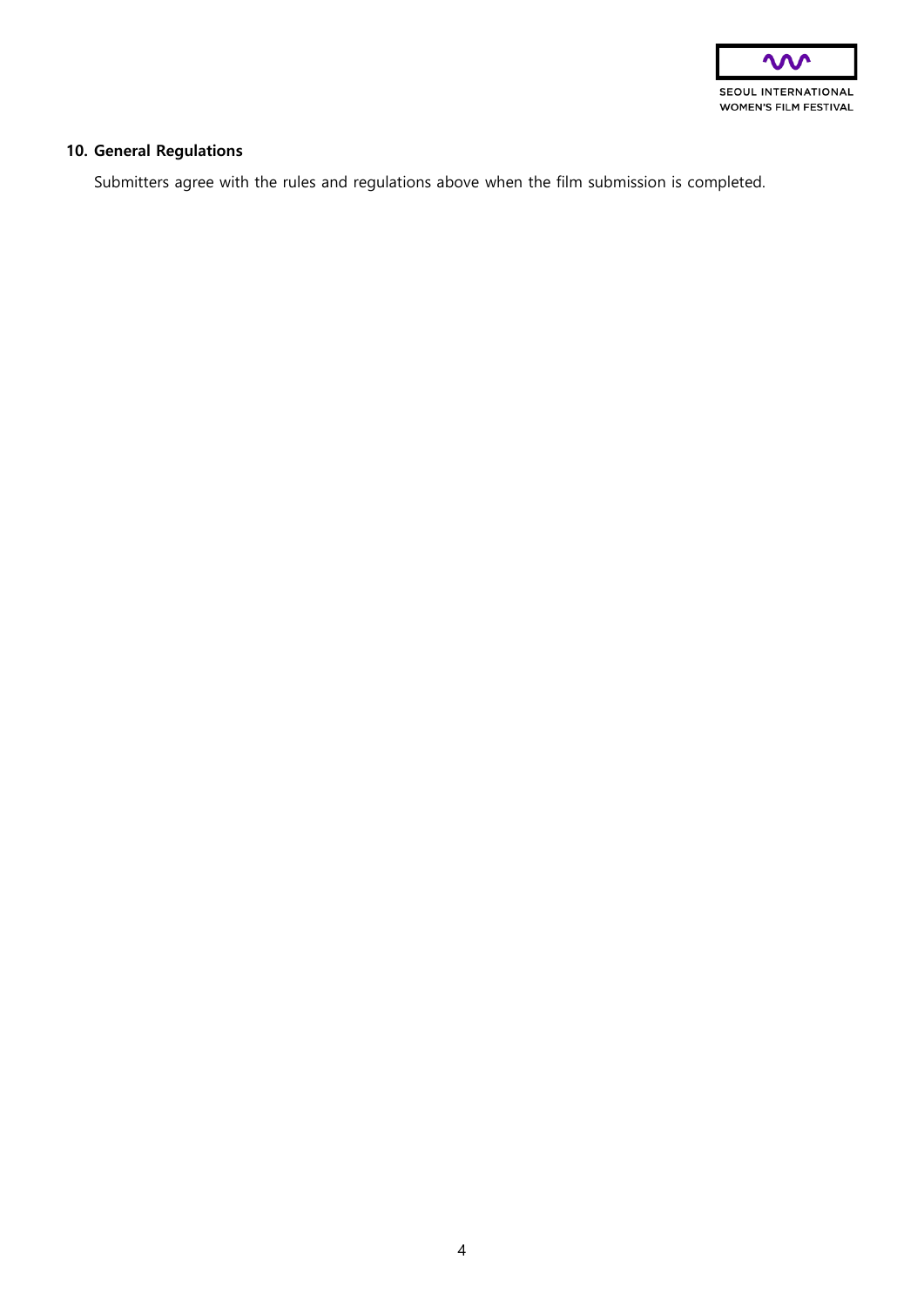### 10. General Regulations

Submitters agree with the rules and regulations above when the film submission is completed.